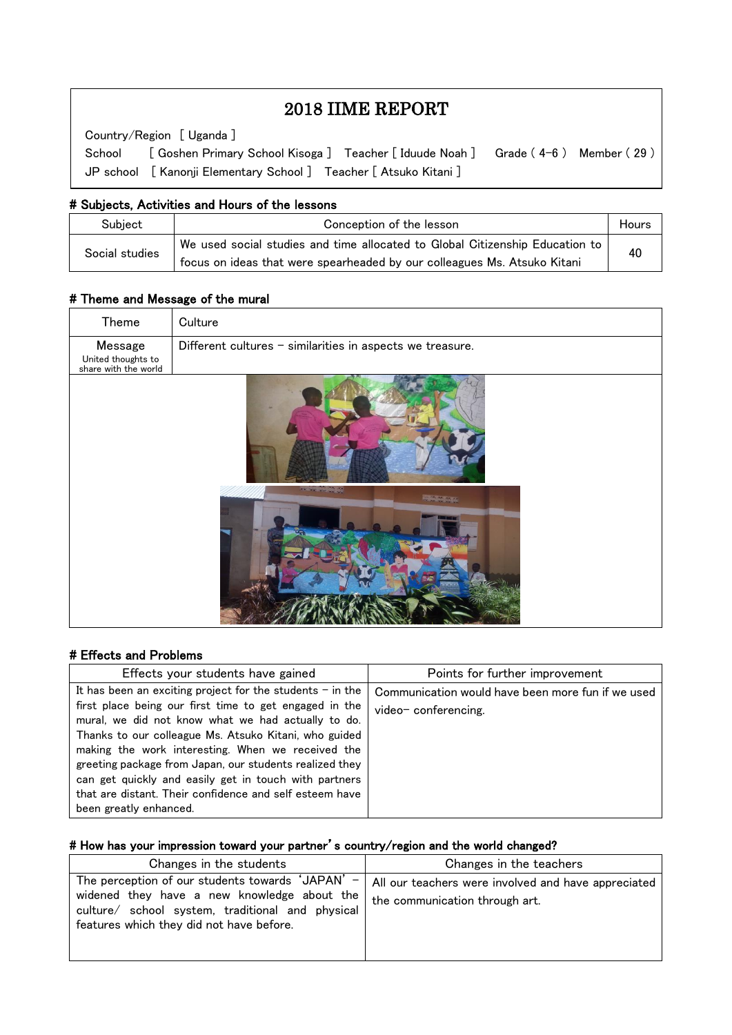# 2018 IIME REPORT

Country/Region [ Uganda ]

School [ Goshen Primary School Kisoga ] Teacher [ Iduude Noah ] Grade ( 4-6 ) Member ( 29 )

JP school [ Kanonji Elementary School ] Teacher [ Atsuko Kitani ]

## # Subjects, Activities and Hours of the lessons

| Subject | Conception of the lesson | Hours |
|---|---|---|
| Social studies | We used social studies and time allocated to Global Citizenship Education to focus on ideas that were spearheaded by our colleagues Ms. Atsuko Kitani | 40 |

## # Theme and Message of the mural

| Theme | Culture |
|---|---|
| Message<br>United thoughts to share with the world | Different cultures – similarities in aspects we treasure. |

## # Effects and Problems

| Effects your students have gained | Points for further improvement |
|---|---|
| It has been an exciting project for the students – in the first place being our first time to get engaged in the mural, we did not know what we had actually to do. Thanks to our colleague Ms. Atsuko Kitani, who guided making the work interesting. When we received the greeting package from Japan, our students realized they can get quickly and easily get in touch with partners that are distant. Their confidence and self esteem have been greatly enhanced. | Communication would have been more fun if we used video- conferencing. |

## # How has your impression toward your partner's country/region and the world changed?

| Changes in the students | Changes in the teachers |
|---|---|
| The perception of our students towards 'JAPAN' – widened they have a new knowledge about the culture/ school system, traditional and physical features which they did not have before. | All our teachers were involved and have appreciated the communication through art. |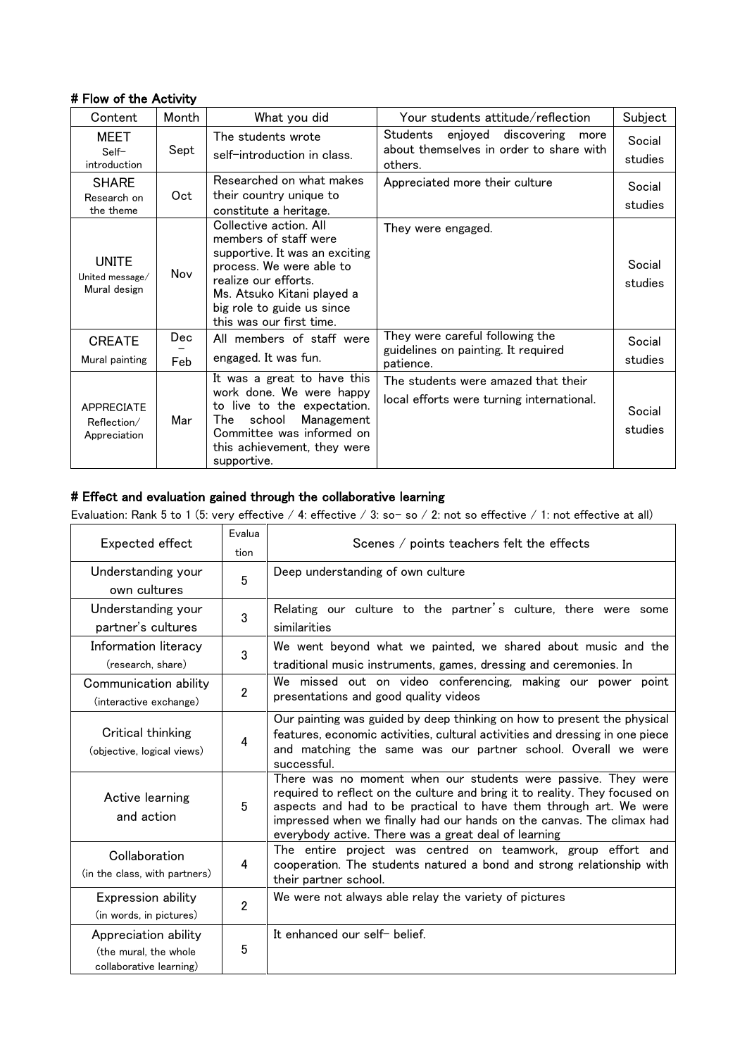# Flow of the Activity

| Content | Month | What you did | Your students attitude/reflection | Subject |
|---|---|---|---|---|
| MEET<br>Self-introduction | Sept | The students wrote self-introduction in class. | Students enjoyed discovering more about themselves in order to share with others. | Social studies |
| SHARE<br>Research on the theme | Oct | Researched on what makes their country unique to constitute a heritage. | Appreciated more their culture | Social studies |
| UNITE<br>United message/ Mural design | Nov | Collective action. All members of staff were supportive. It was an exciting process. We were able to realize our efforts. Ms. Atsuko Kitani played a big role to guide us since this was our first time. | They were engaged. | Social studies |
| CREATE<br>Mural painting | Dec – Feb | All members of staff were engaged. It was fun. | They were careful following the guidelines on painting. It required patience. | Social studies |
| APPRECIATE<br>Reflection/ Appreciation | Mar | It was a great to have this work done. We were happy to live to the expectation. The school Management Committee was informed on this achievement, they were supportive. | The students were amazed that their local efforts were turning international. | Social studies |

# Effect and evaluation gained through the collaborative learning

Evaluation: Rank 5 to 1 (5: very effective / 4: effective / 3: so- so / 2: not so effective / 1: not effective at all)

| Expected effect | Evaluation | Scenes / points teachers felt the effects |
|---|---|---|
| Understanding your own cultures | 5 | Deep understanding of own culture |
| Understanding your partner's cultures | 3 | Relating our culture to the partner's culture, there were some similarities |
| Information literacy (research, share) | 3 | We went beyond what we painted, we shared about music and the traditional music instruments, games, dressing and ceremonies. In |
| Communication ability (interactive exchange) | 2 | We missed out on video conferencing, making our power point presentations and good quality videos |
| Critical thinking (objective, logical views) | 4 | Our painting was guided by deep thinking on how to present the physical features, economic activities, cultural activities and dressing in one piece and matching the same was our partner school. Overall we were successful. |
| Active learning and action | 5 | There was no moment when our students were passive. They were required to reflect on the culture and bring it to reality. They focused on aspects and had to be practical to have them through art. We were impressed when we finally had our hands on the canvas. The climax had everybody active. There was a great deal of learning |
| Collaboration (in the class, with partners) | 4 | The entire project was centred on teamwork, group effort and cooperation. The students natured a bond and strong relationship with their partner school. |
| Expression ability (in words, in pictures) | 2 | We were not always able relay the variety of pictures |
| Appreciation ability (the mural, the whole collaborative learning) | 5 | It enhanced our self- belief. |